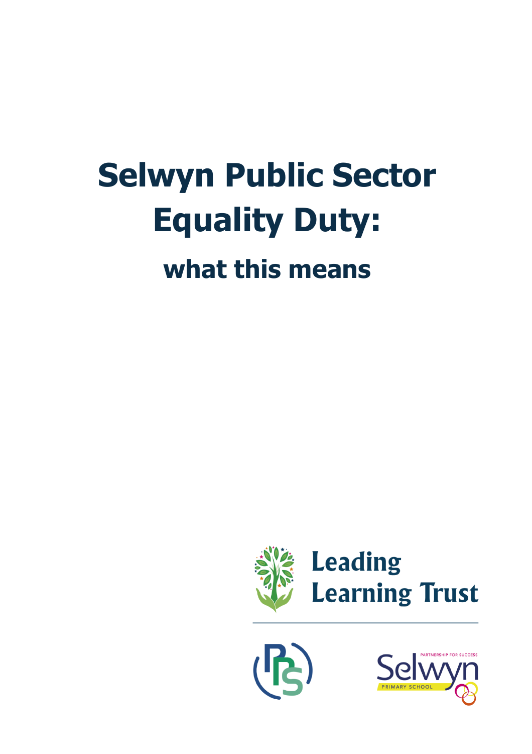# Selwyn Public Sector Equality Duty:

## what this means

Leading Learning Trust

PARTNERSHIP FOR SUCCESS

Selwyn

PRIMARY SCHOOL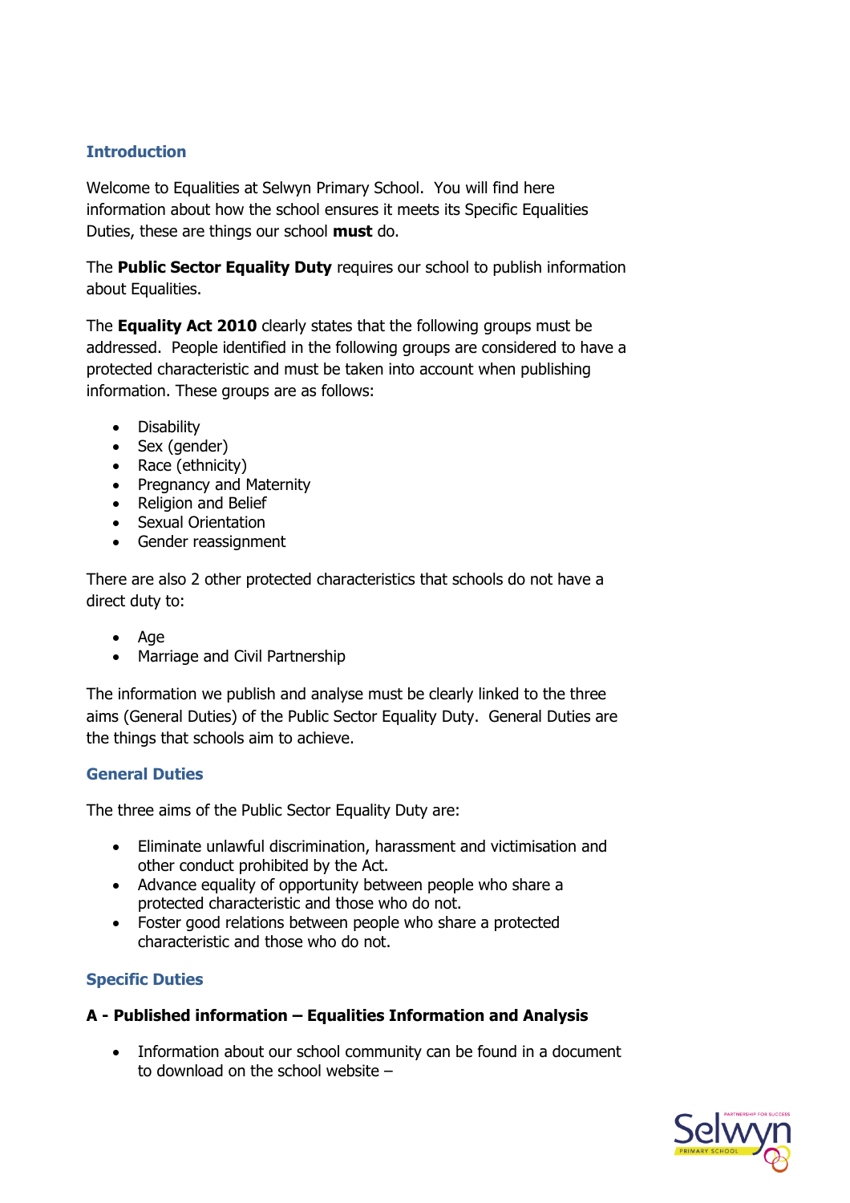## Introduction

Welcome to Equalities at Selwyn Primary School. You will find here information about how the school ensures it meets its Specific Equalities Duties, these are things our school **must** do.

The **Public Sector Equality Duty** requires our school to publish information about Equalities.

The **Equality Act 2010** clearly states that the following groups must be addressed. People identified in the following groups are considered to have a protected characteristic and must be taken into account when publishing information. These groups are as follows:

- Disability
- Sex (gender)
- Race (ethnicity)
- Pregnancy and Maternity
- Religion and Belief
- Sexual Orientation
- Gender reassignment

There are also 2 other protected characteristics that schools do not have a direct duty to:

- Age
- Marriage and Civil Partnership

The information we publish and analyse must be clearly linked to the three aims (General Duties) of the Public Sector Equality Duty. General Duties are the things that schools aim to achieve.

## General Duties

The three aims of the Public Sector Equality Duty are:

- Eliminate unlawful discrimination, harassment and victimisation and other conduct prohibited by the Act.
- Advance equality of opportunity between people who share a protected characteristic and those who do not.
- Foster good relations between people who share a protected characteristic and those who do not.

## Specific Duties

### A - Published information – Equalities Information and Analysis

- Information about our school community can be found in a document to download on the school website –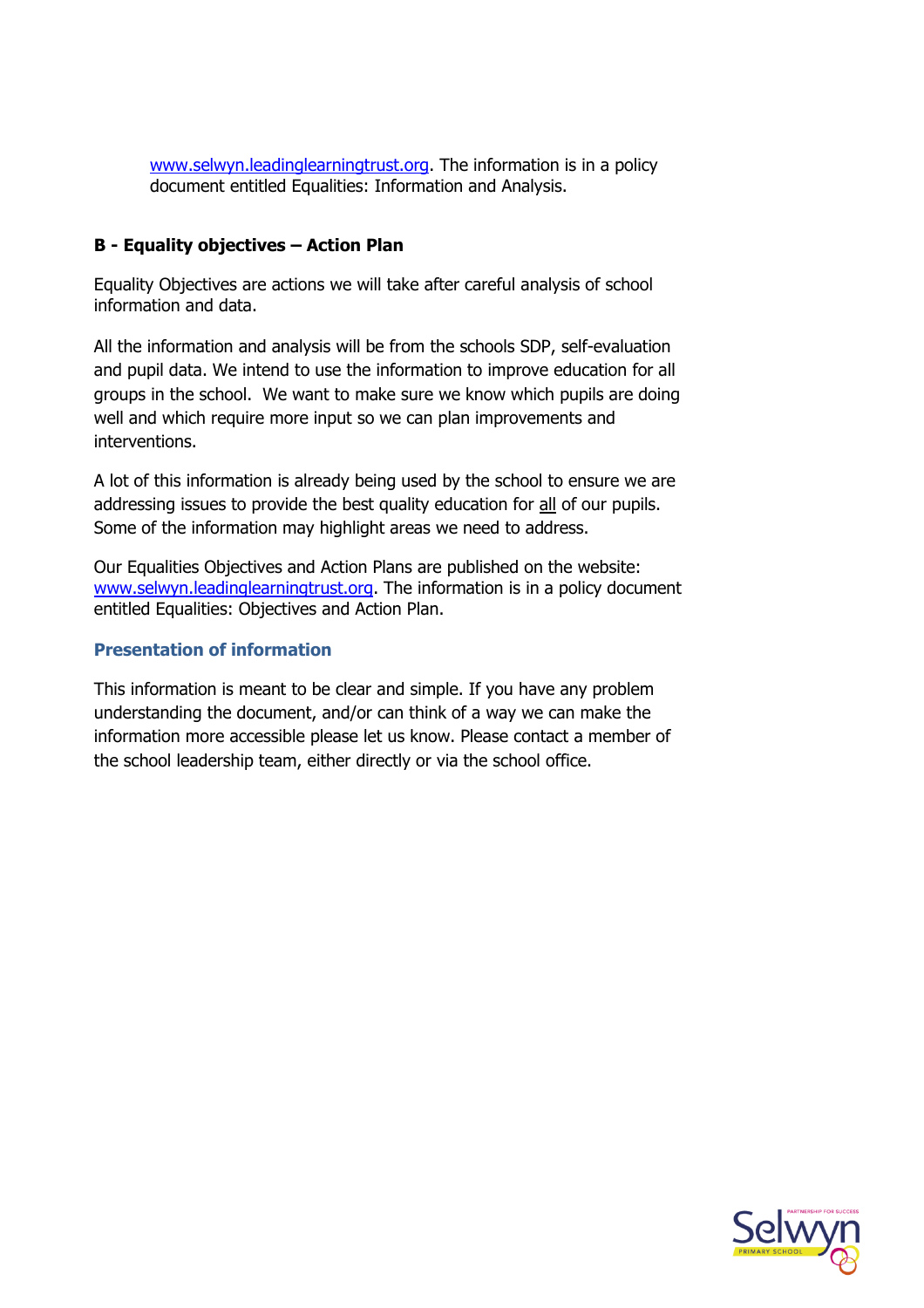[www.selwyn.leadinglearningtrust.org](http://www.selwyn.leadinglearningtrust.org). The information is in a policy document entitled Equalities: Information and Analysis.

**B - Equality objectives – Action Plan**

Equality Objectives are actions we will take after careful analysis of school information and data.

All the information and analysis will be from the schools SDP, self-evaluation and pupil data. We intend to use the information to improve education for all groups in the school. We want to make sure we know which pupils are doing well and which require more input so we can plan improvements and interventions.

A lot of this information is already being used by the school to ensure we are addressing issues to provide the best quality education for all of our pupils. Some of the information may highlight areas we need to address.

Our Equalities Objectives and Action Plans are published on the website: [www.selwyn.leadinglearningtrust.org](http://www.selwyn.leadinglearningtrust.org). The information is in a policy document entitled Equalities: Objectives and Action Plan.

### Presentation of information

This information is meant to be clear and simple. If you have any problem understanding the document, and/or can think of a way we can make the information more accessible please let us know. Please contact a member of the school leadership team, either directly or via the school office.